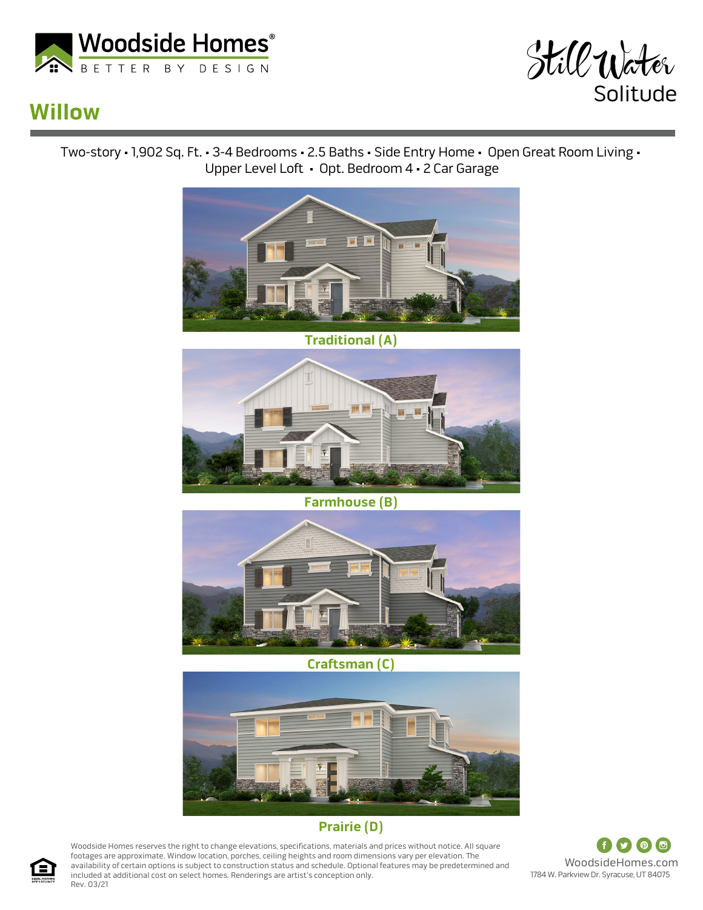Woodside Homes®

BETTER BY DESIGN

Still Water

Solitude

# Willow

Two-story • 1,902 Sq. Ft. • 3-4 Bedrooms • 2.5 Baths • Side Entry Home • Open Great Room Living • Upper Level Loft • Opt. Bedroom 4 • 2 Car Garage

**Traditional (A)**

**Farmhouse (B)**

**Craftsman (C)**

**Prairie (D)**

Woodside Homes reserves the right to change elevations, specifications, materials and prices without notice. All square footages are approximate. Window location, porches, ceiling heights and room dimensions vary per elevation. The availability of certain options is subject to construction status and schedule. Optional features may be predetermined and included at additional cost on select homes. Renderings are artist's conception only.
Rev. 03/21

WoodsideHomes.com

1784 W. Parkview Dr. Syracuse, UT 84075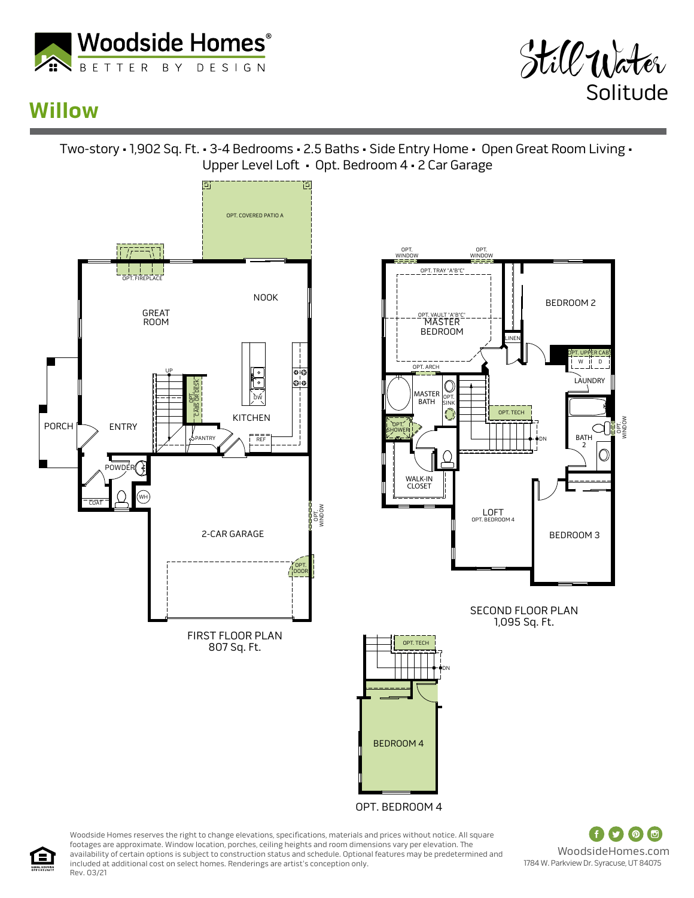Woodside Homes®

BETTER BY DESIGN

Still Water

Solitude

# Willow

Two-story • 1,902 Sq. Ft. • 3-4 Bedrooms • 2.5 Baths • Side Entry Home • Open Great Room Living • Upper Level Loft • Opt. Bedroom 4 • 2 Car Garage

OPT. COVERED PATIO A

OPT. FIREPLACE

GREAT ROOM

NOOK

UP

OPT. CABS OR DESK

DW

KITCHEN

PORCH

ENTRY

PANTRY

REF

POWDER

WH

COAT

2-CAR GARAGE

OPT. WINDOW

OPT. DOOR

FIRST FLOOR PLAN
807 Sq. Ft.

OPT. WINDOW

OPT. WINDOW

OPT. TRAY "A"B"C"

OPT. VAULT "A"B"C"

MASTER BEDROOM

BEDROOM 2

LINEN

OPT. UPPER CABS

W

D

LAUNDRY

OPT. ARCH

MASTER BATH

OPT. SINK

OPT. SHOWER

OPT. TECH

DN

BATH 2

OPT. WINDOW

WALK-IN CLOSET

LOFT
OPT. BEDROOM 4

BEDROOM 3

SECOND FLOOR PLAN
1,095 Sq. Ft.

OPT. TECH

DN

BEDROOM 4

OPT. BEDROOM 4

Woodside Homes reserves the right to change elevations, specifications, materials and prices without notice. All square footages are approximate. Window location, porches, ceiling heights and room dimensions vary per elevation. The availability of certain options is subject to construction status and schedule. Optional features may be predetermined and included at additional cost on select homes. Renderings are artist's conception only.
Rev. 03/21

WoodsideHomes.com
1784 W. Parkview Dr. Syracuse, UT 84075